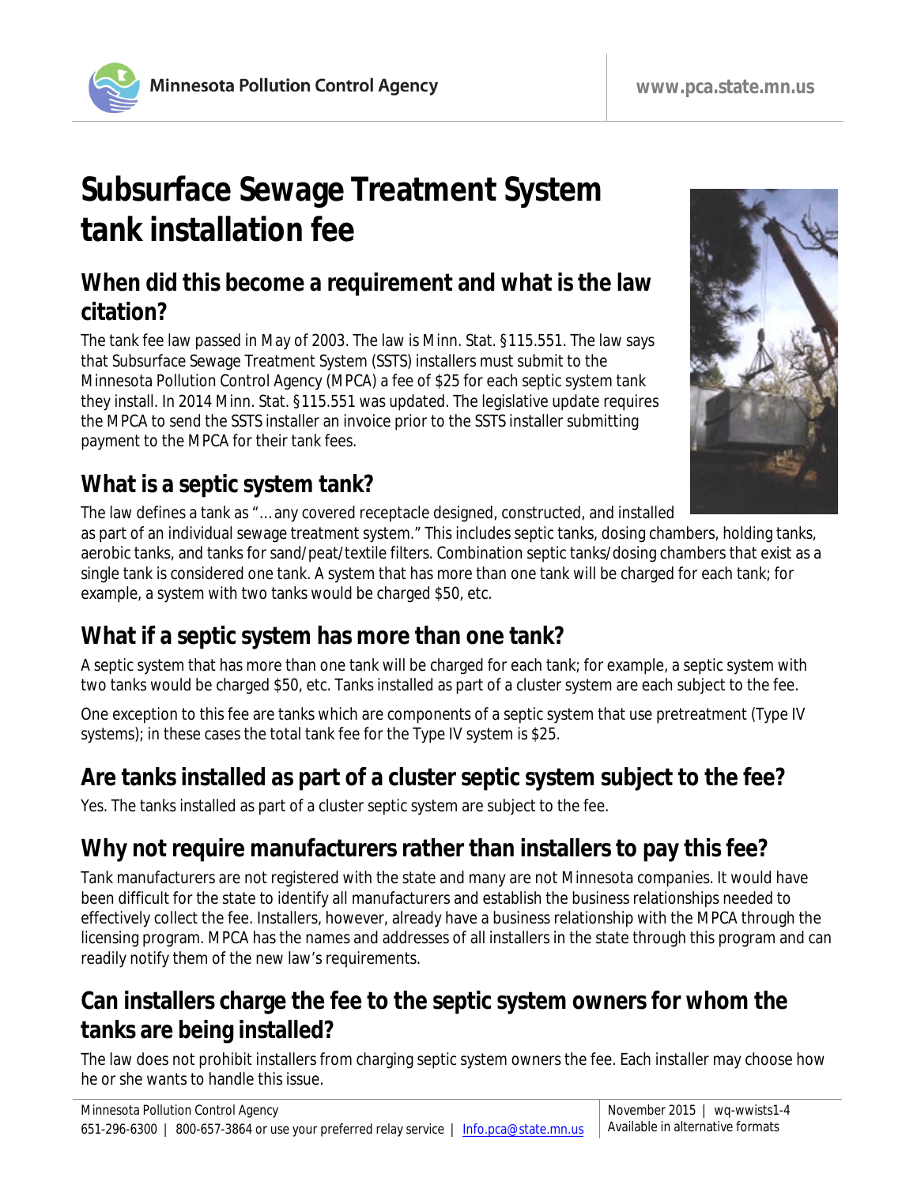# Subsurface Sewage Treatment System tank installation fee

## When did this become a requirement and what is the law citation?

The tank fee law passed in May of 2003. The law is Minn. Stat. §115.551. The law says that Subsurface Sewage Treatment System (SSTS) installers must submit to the Minnesota Pollution Control Agency (MPCA) a fee of $25 for each septic system tank they install. In 2014 Minn. Stat. §115.551 was updated. The legislative update requires the MPCA to send the SSTS installer an invoice prior to the SSTS installer submitting payment to the MPCA for their tank fees.

## What is a septic system tank?

The law defines a tank as "…any covered receptacle designed, constructed, and installed as part of an individual sewage treatment system." This includes septic tanks, dosing chambers, holding tanks, aerobic tanks, and tanks for sand/peat/textile filters. Combination septic tanks/dosing chambers that exist as a single tank is considered one tank. A system that has more than one tank will be charged for each tank; for example, a system with two tanks would be charged $50, etc.

## What if a septic system has more than one tank?

A septic system that has more than one tank will be charged for each tank; for example, a septic system with two tanks would be charged $50, etc. Tanks installed as part of a cluster system are each subject to the fee.

One exception to this fee are tanks which are components of a septic system that use pretreatment (Type IV systems); in these cases the total tank fee for the Type IV system is $25.

## Are tanks installed as part of a cluster septic system subject to the fee?

Yes. The tanks installed as part of a cluster septic system are subject to the fee.

## Why not require manufacturers rather than installers to pay this fee?

Tank manufacturers are not registered with the state and many are not Minnesota companies. It would have been difficult for the state to identify all manufacturers and establish the business relationships needed to effectively collect the fee. Installers, however, already have a business relationship with the MPCA through the licensing program. MPCA has the names and addresses of all installers in the state through this program and can readily notify them of the new law's requirements.

## Can installers charge the fee to the septic system owners for whom the tanks are being installed?

The law does not prohibit installers from charging septic system owners the fee. Each installer may choose how he or she wants to handle this issue.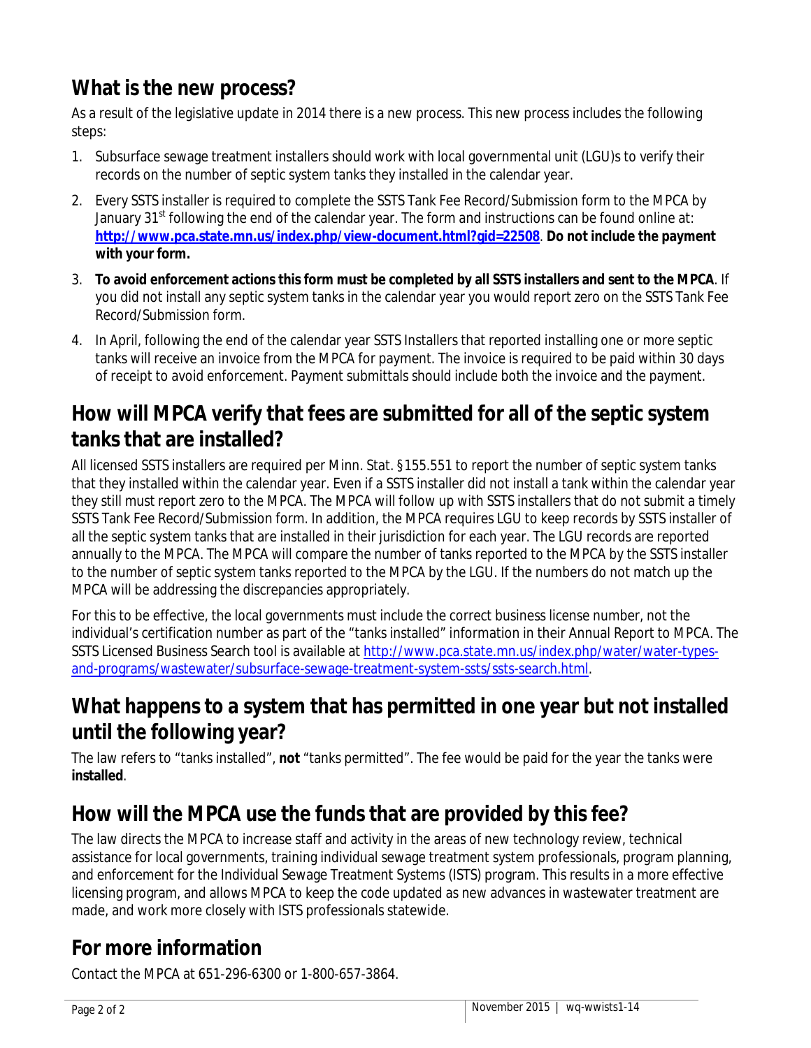## What is the new process?

As a result of the legislative update in 2014 there is a new process. This new process includes the following steps:

1. Subsurface sewage treatment installers should work with local governmental unit (LGU)s to verify their records on the number of septic system tanks they installed in the calendar year.
2. Every SSTS installer is required to complete the SSTS Tank Fee Record/Submission form to the MPCA by January 31st following the end of the calendar year. The form and instructions can be found online at: **http://www.pca.state.mn.us/index.php/view-document.html?gid=22508**. **Do not include the payment with your form.**
3. **To avoid enforcement actions this form must be completed by all SSTS installers and sent to the MPCA**. If you did not install any septic system tanks in the calendar year you would report zero on the SSTS Tank Fee Record/Submission form.
4. In April, following the end of the calendar year SSTS Installers that reported installing one or more septic tanks will receive an invoice from the MPCA for payment. The invoice is required to be paid within 30 days of receipt to avoid enforcement. Payment submittals should include both the invoice and the payment.

## How will MPCA verify that fees are submitted for all of the septic system tanks that are installed?

All licensed SSTS installers are required per Minn. Stat. §155.551 to report the number of septic system tanks that they installed within the calendar year. Even if a SSTS installer did not install a tank within the calendar year they still must report zero to the MPCA. The MPCA will follow up with SSTS installers that do not submit a timely SSTS Tank Fee Record/Submission form. In addition, the MPCA requires LGU to keep records by SSTS installer of all the septic system tanks that are installed in their jurisdiction for each year. The LGU records are reported annually to the MPCA. The MPCA will compare the number of tanks reported to the MPCA by the SSTS installer to the number of septic system tanks reported to the MPCA by the LGU. If the numbers do not match up the MPCA will be addressing the discrepancies appropriately.

For this to be effective, the local governments must include the correct business license number, not the individual's certification number as part of the "tanks installed" information in their Annual Report to MPCA. The SSTS Licensed Business Search tool is available at http://www.pca.state.mn.us/index.php/water/water-types-and-programs/wastewater/subsurface-sewage-treatment-system-ssts/ssts-search.html.

## What happens to a system that has permitted in one year but not installed until the following year?

The law refers to "tanks installed", **not** "tanks permitted". The fee would be paid for the year the tanks were **installed**.

## How will the MPCA use the funds that are provided by this fee?

The law directs the MPCA to increase staff and activity in the areas of new technology review, technical assistance for local governments, training individual sewage treatment system professionals, program planning, and enforcement for the Individual Sewage Treatment Systems (ISTS) program. This results in a more effective licensing program, and allows MPCA to keep the code updated as new advances in wastewater treatment are made, and work more closely with ISTS professionals statewide.

## For more information

Contact the MPCA at 651-296-6300 or 1-800-657-3864.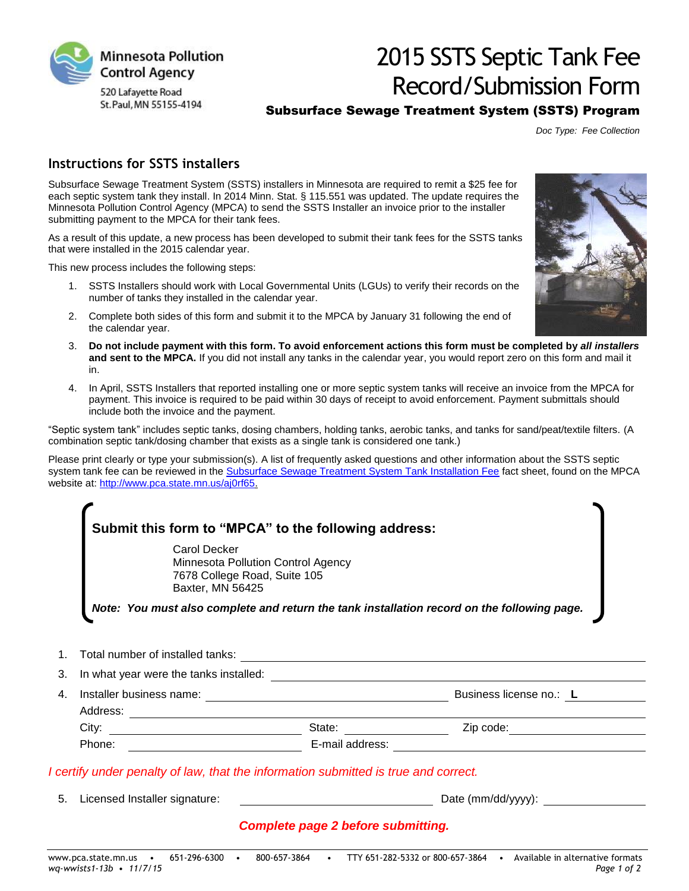Minnesota Pollution Control Agency

520 Lafayette Road
St. Paul, MN 55155-4194

# 2015 SSTS Septic Tank Fee Record/Submission Form

**Subsurface Sewage Treatment System (SSTS) Program**

*Doc Type: Fee Collection*

## Instructions for SSTS installers

Subsurface Sewage Treatment System (SSTS) installers in Minnesota are required to remit a $25 fee for each septic system tank they install. In 2014 Minn. Stat. § 115.551 was updated. The update requires the Minnesota Pollution Control Agency (MPCA) to send the SSTS Installer an invoice prior to the installer submitting payment to the MPCA for their tank fees.

As a result of this update, a new process has been developed to submit their tank fees for the SSTS tanks that were installed in the 2015 calendar year.

This new process includes the following steps:

1. SSTS Installers should work with Local Governmental Units (LGUs) to verify their records on the number of tanks they installed in the calendar year.
2. Complete both sides of this form and submit it to the MPCA by January 31 following the end of the calendar year.
3. **Do not include payment with this form. To avoid enforcement actions this form must be completed by *all installers* and sent to the MPCA.** If you did not install any tanks in the calendar year, you would report zero on this form and mail it in.
4. In April, SSTS Installers that reported installing one or more septic system tanks will receive an invoice from the MPCA for payment. This invoice is required to be paid within 30 days of receipt to avoid enforcement. Payment submittals should include both the invoice and the payment.

"Septic system tank" includes septic tanks, dosing chambers, holding tanks, aerobic tanks, and tanks for sand/peat/textile filters. (A combination septic tank/dosing chamber that exists as a single tank is considered one tank.)

Please print clearly or type your submission(s). A list of frequently asked questions and other information about the SSTS septic system tank fee can be reviewed in the Subsurface Sewage Treatment System Tank Installation Fee fact sheet, found on the MPCA website at: http://www.pca.state.mn.us/aj0rf65.

**Submit this form to "MPCA" to the following address:**

Carol Decker
Minnesota Pollution Control Agency
7678 College Road, Suite 105
Baxter, MN 56425

***Note: You must also complete and return the tank installation record on the following page.***

1. Total number of installed tanks: ____________________
3. In what year were the tanks installed: ____________________
4. Installer business name: ____________________ Business license no.: **L** __________
   Address: ____________________
   City: __________ State: __________ Zip code: __________
   Phone: __________ E-mail address: __________

*I certify under penalty of law, that the information submitted is true and correct.*

5. Licensed Installer signature: ____________________ Date (mm/dd/yyyy): __________

***Complete page 2 before submitting.***

www.pca.state.mn.us • 651-296-6300 • 800-657-3864 • TTY 651-282-5332 or 800-657-3864 • Available in alternative formats
*wq-wwists1-13b • 11/7/15*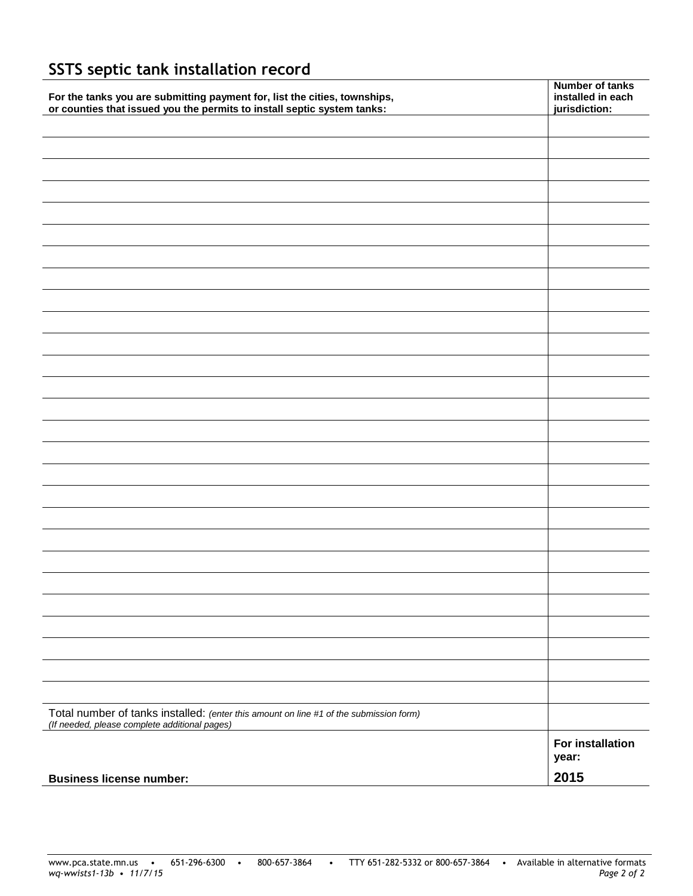## SSTS septic tank installation record

| For the tanks you are submitting payment for, list the cities, townships, or counties that issued you the permits to install septic system tanks: | Number of tanks installed in each jurisdiction: |
|---|---|
| | |
| | |
| | |
| | |
| | |
| | |
| | |
| | |
| | |
| | |
| | |
| | |
| | |
| | |
| | |
| | |
| | |
| | |
| | |
| | |
| | |
| | |
| | |
| | |
| | |
| | |
| | |
| Total number of tanks installed: *(enter this amount on line #1 of the submission form)* *(If needed, please complete additional pages)* | |
| **Business license number:** | **For installation year:** **2015** |

www.pca.state.mn.us • 651-296-6300 • 800-657-3864 • TTY 651-282-5332 or 800-657-3864 • Available in alternative formats
*wq-wwists1-13b • 11/7/15*